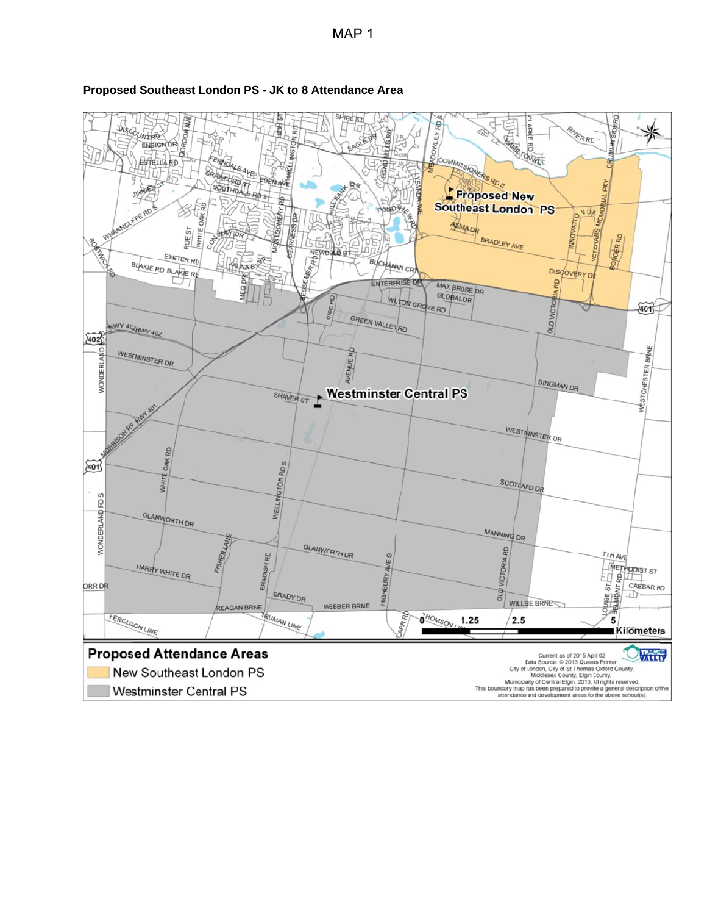MAP 1

**Proposed Southeast London PS - JK to 8 Attendance Area**

**Proposed Attendance Areas**

New Southeast London PS

Westminster Central PS

Current as of 2015 April 02
Data Source: © 2013 Queens Printer.
City of London, City of St Thomas Oxford County,
Middlesex County, Elgin County,
Municipality of Central Elgin, 2013, All rights reserved.
This boundary map has been prepared to provide a general description of the attendance and development areas for the above school(s).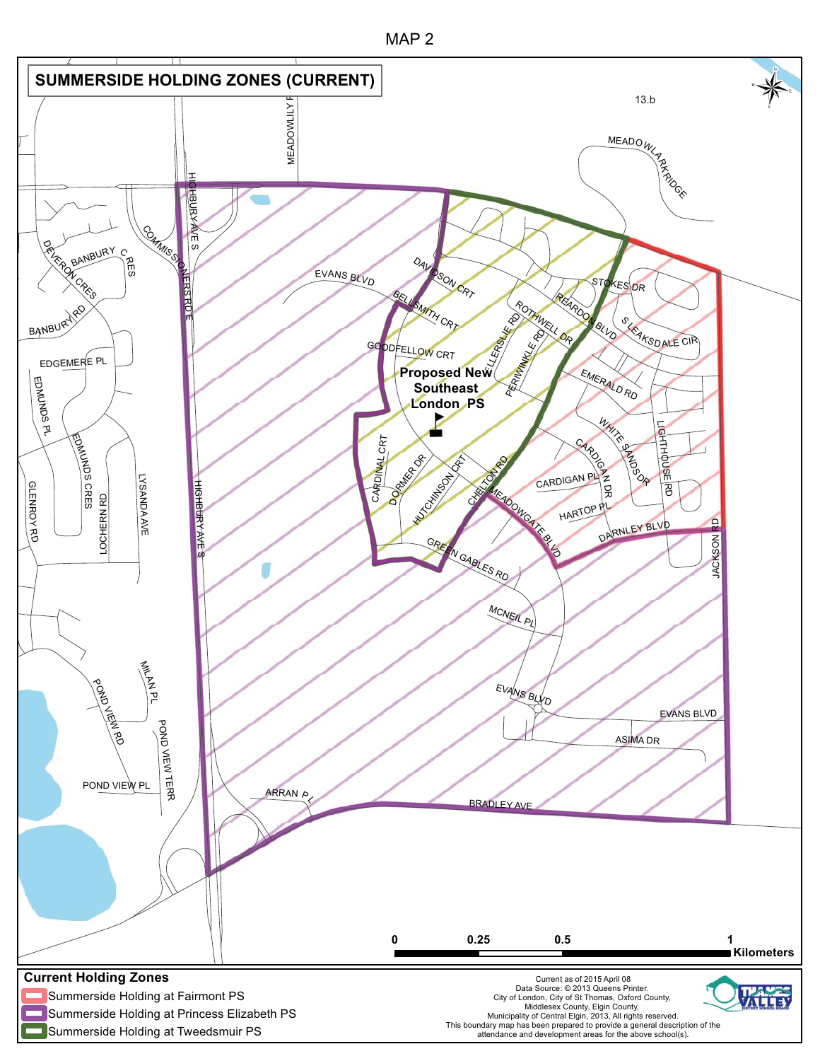MAP 2

# SUMMERSIDE HOLDING ZONES (CURRENT)

13.b

MEADOWLILY RD
MEADOWLARK RIDGE
HIGHBURY AVE S
COMMISSIONERS RD E
DEVERON CRES
BANBURY CRES
BANBURY RD
EDGEMERE PL
EDMUNDS PL
EDMUNDS CRES
GLENROY RD
LOCHERN RD
LYSANDA AVE
EVANS BLVD
DAVIDSON CRT
BELLSMITH CRT
GOODFELLOW CRT
ELLERSLIE RD
PERIWINKLE RD
ROTHWELL DR
REARDON BLVD
STOKES DR
S LEAKSDALE CIR
EMERALD RD
WHITE SANDS DR
LIGHTHOUSE RD
CARDIGAN DR
CARDIGAN PL
HARTOP PL
DARNLEY BLVD
JACKSON RD
CARDINAL CRT
DORMER DR
HUTCHINSON CRT
CHELTON RD
MEADOWGATE BLVD
GREEN GABLES RD
MCNEIL PL
EVANS BLVD
ASIMA DR
BRADLEY AVE
ARRAN PL
MILAN PL
POND VIEW RD
POND VIEW TERR
POND VIEW PL

**Proposed New Southeast London PS**

0 0.25 0.5 1 Kilometers

**Current Holding Zones**

- Summerside Holding at Fairmont PS
- Summerside Holding at Princess Elizabeth PS
- Summerside Holding at Tweedsmuir PS

Current as of 2015 April 08
Data Source: © 2013 Queens Printer.
City of London, City of St Thomas, Oxford County,
Middlesex County, Elgin County,
Municipality of Central Elgin, 2013, All rights reserved.
This boundary map has been prepared to provide a general description of the attendance and development areas for the above school(s).

THAMES VALLEY DISTRICT SCHOOL BOARD